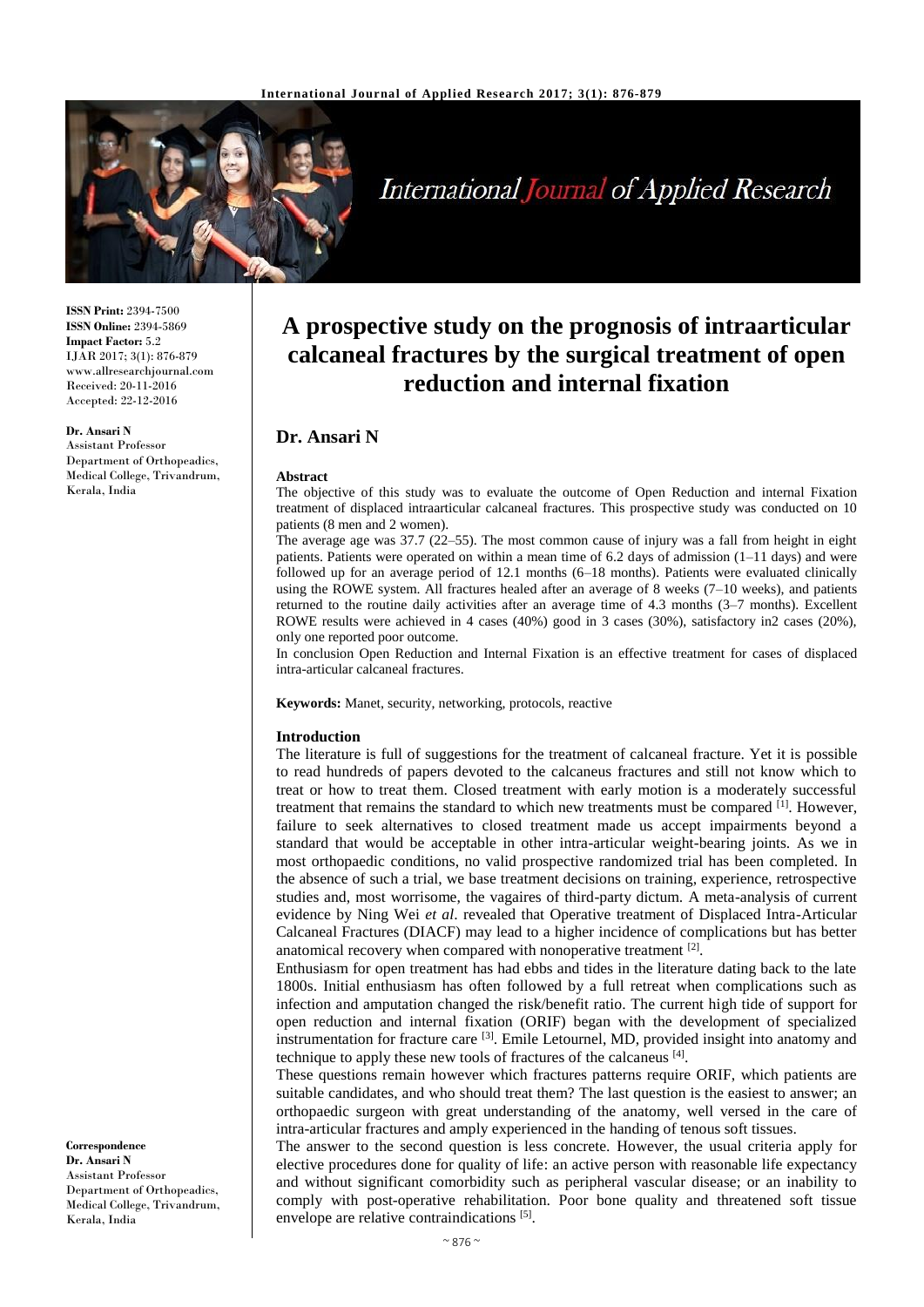**ISSN Print:** 2394-7500
**ISSN Online:** 2394-5869
**Impact Factor:** 5.2
IJAR 2017; 3(1): 876-879
www.allresearchjournal.com
Received: 20-11-2016
Accepted: 22-12-2016

**Dr. Ansari N**
Assistant Professor
Department of Orthopeadics, Medical College, Trivandrum, Kerala, India

**Correspondence**
**Dr. Ansari N**
Assistant Professor
Department of Orthopeadics, Medical College, Trivandrum, Kerala, India

# A prospective study on the prognosis of intraarticular calcaneal fractures by the surgical treatment of open reduction and internal fixation

## Dr. Ansari N

**Abstract**

The objective of this study was to evaluate the outcome of Open Reduction and internal Fixation treatment of displaced intraarticular calcaneal fractures. This prospective study was conducted on 10 patients (8 men and 2 women).

The average age was 37.7 (22–55). The most common cause of injury was a fall from height in eight patients. Patients were operated on within a mean time of 6.2 days of admission (1–11 days) and were followed up for an average period of 12.1 months (6–18 months). Patients were evaluated clinically using the ROWE system. All fractures healed after an average of 8 weeks (7–10 weeks), and patients returned to the routine daily activities after an average time of 4.3 months (3–7 months). Excellent ROWE results were achieved in 4 cases (40%) good in 3 cases (30%), satisfactory in2 cases (20%), only one reported poor outcome.

In conclusion Open Reduction and Internal Fixation is an effective treatment for cases of displaced intra-articular calcaneal fractures.

**Keywords:** Manet, security, networking, protocols, reactive

### Introduction

The literature is full of suggestions for the treatment of calcaneal fracture. Yet it is possible to read hundreds of papers devoted to the calcaneus fractures and still not know which to treat or how to treat them. Closed treatment with early motion is a moderately successful treatment that remains the standard to which new treatments must be compared [1]. However, failure to seek alternatives to closed treatment made us accept impairments beyond a standard that would be acceptable in other intra-articular weight-bearing joints. As we in most orthopaedic conditions, no valid prospective randomized trial has been completed. In the absence of such a trial, we base treatment decisions on training, experience, retrospective studies and, most worrisome, the vagaires of third-party dictum. A meta-analysis of current evidence by Ning Wei *et al*. revealed that Operative treatment of Displaced Intra-Articular Calcaneal Fractures (DIACF) may lead to a higher incidence of complications but has better anatomical recovery when compared with nonoperative treatment [2].

Enthusiasm for open treatment has had ebbs and tides in the literature dating back to the late 1800s. Initial enthusiasm has often followed by a full retreat when complications such as infection and amputation changed the risk/benefit ratio. The current high tide of support for open reduction and internal fixation (ORIF) began with the development of specialized instrumentation for fracture care [3]. Emile Letournel, MD, provided insight into anatomy and technique to apply these new tools of fractures of the calcaneus [4].

These questions remain however which fractures patterns require ORIF, which patients are suitable candidates, and who should treat them? The last question is the easiest to answer; an orthopaedic surgeon with great understanding of the anatomy, well versed in the care of intra-articular fractures and amply experienced in the handing of tenous soft tissues.

The answer to the second question is less concrete. However, the usual criteria apply for elective procedures done for quality of life: an active person with reasonable life expectancy and without significant comorbidity such as peripheral vascular disease; or an inability to comply with post-operative rehabilitation. Poor bone quality and threatened soft tissue envelope are relative contraindications [5].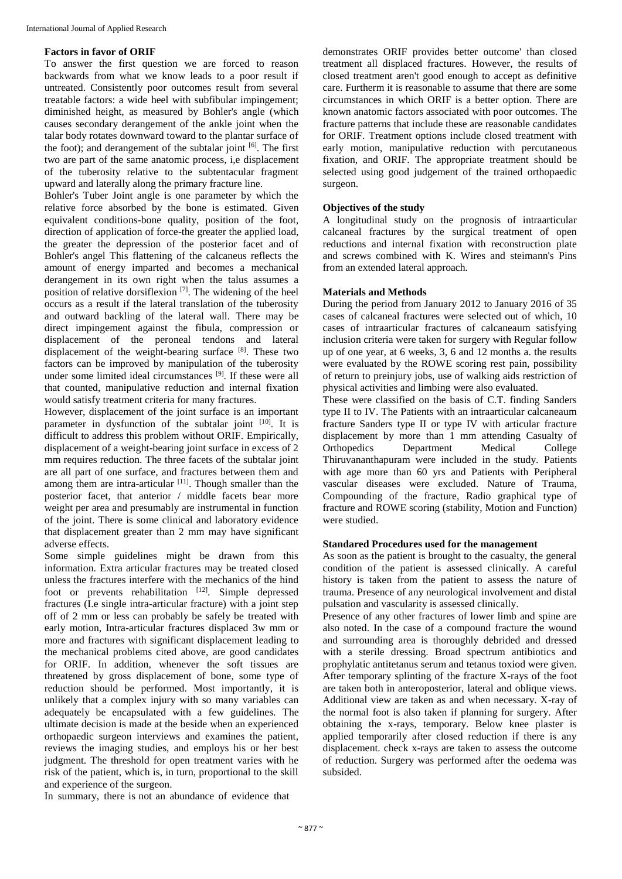## Factors in favor of ORIF

To answer the first question we are forced to reason backwards from what we know leads to a poor result if untreated. Consistently poor outcomes result from several treatable factors: a wide heel with subfibular impingement; diminished height, as measured by Bohler's angle (which causes secondary derangement of the ankle joint when the talar body rotates downward toward to the plantar surface of the foot); and derangement of the subtalar joint [6]. The first two are part of the same anatomic process, i,e displacement of the tuberosity relative to the subtentacular fragment upward and laterally along the primary fracture line.

Bohler's Tuber Joint angle is one parameter by which the relative force absorbed by the bone is estimated. Given equivalent conditions-bone quality, position of the foot, direction of application of force-the greater the applied load, the greater the depression of the posterior facet and of Bohler's angel This flattening of the calcaneus reflects the amount of energy imparted and becomes a mechanical derangement in its own right when the talus assumes a position of relative dorsiflexion [7]. The widening of the heel occurs as a result if the lateral translation of the tuberosity and outward backling of the lateral wall. There may be direct impingement against the fibula, compression or displacement of the peroneal tendons and lateral displacement of the weight-bearing surface [8]. These two factors can be improved by manipulation of the tuberosity under some limited ideal circumstances [9]. If these were all that counted, manipulative reduction and internal fixation would satisfy treatment criteria for many fractures.

However, displacement of the joint surface is an important parameter in dysfunction of the subtalar joint [10]. It is difficult to address this problem without ORIF. Empirically, displacement of a weight-bearing joint surface in excess of 2 mm requires reduction. The three facets of the subtalar joint are all part of one surface, and fractures between them and among them are intra-articular [11]. Though smaller than the posterior facet, that anterior / middle facets bear more weight per area and presumably are instrumental in function of the joint. There is some clinical and laboratory evidence that displacement greater than 2 mm may have significant adverse effects.

Some simple guidelines might be drawn from this information. Extra articular fractures may be treated closed unless the fractures interfere with the mechanics of the hind foot or prevents rehabilitation [12]. Simple depressed fractures (I.e single intra-articular fracture) with a joint step off of 2 mm or less can probably be safely be treated with early motion, Intra-articular fractures displaced 3w mm or more and fractures with significant displacement leading to the mechanical problems cited above, are good candidates for ORIF. In addition, whenever the soft tissues are threatened by gross displacement of bone, some type of reduction should be performed. Most importantly, it is unlikely that a complex injury with so many variables can adequately be encapsulated with a few guidelines. The ultimate decision is made at the beside when an experienced orthopaedic surgeon interviews and examines the patient, reviews the imaging studies, and employs his or her best judgment. The threshold for open treatment varies with he risk of the patient, which is, in turn, proportional to the skill and experience of the surgeon.

In summary, there is not an abundance of evidence that demonstrates ORIF provides better outcome' than closed treatment all displaced fractures. However, the results of closed treatment aren't good enough to accept as definitive care. Furtherm it is reasonable to assume that there are some circumstances in which ORIF is a better option. There are known anatomic factors associated with poor outcomes. The fracture patterns that include these are reasonable candidates for ORIF. Treatment options include closed treatment with early motion, manipulative reduction with percutaneous fixation, and ORIF. The appropriate treatment should be selected using good judgement of the trained orthopaedic surgeon.

## Objectives of the study

A longitudinal study on the prognosis of intraarticular calcaneal fractures by the surgical treatment of open reductions and internal fixation with reconstruction plate and screws combined with K. Wires and steimann's Pins from an extended lateral approach.

## Materials and Methods

During the period from January 2012 to January 2016 of 35 cases of calcaneal fractures were selected out of which, 10 cases of intraarticular fractures of calcaneaum satisfying inclusion criteria were taken for surgery with Regular follow up of one year, at 6 weeks, 3, 6 and 12 months a. the results were evaluated by the ROWE scoring rest pain, possibility of return to preinjury jobs, use of walking aids restriction of physical activities and limbing were also evaluated.

These were classified on the basis of C.T. finding Sanders type II to IV. The Patients with an intraarticular calcaneaum fracture Sanders type II or type IV with articular fracture displacement by more than 1 mm attending Casualty of Orthopedics Department Medical College Thiruvananthapuram were included in the study. Patients with age more than 60 yrs and Patients with Peripheral vascular diseases were excluded. Nature of Trauma, Compounding of the fracture, Radio graphical type of fracture and ROWE scoring (stability, Motion and Function) were studied.

## Standared Procedures used for the management

As soon as the patient is brought to the casualty, the general condition of the patient is assessed clinically. A careful history is taken from the patient to assess the nature of trauma. Presence of any neurological involvement and distal pulsation and vascularity is assessed clinically.

Presence of any other fractures of lower limb and spine are also noted. In the case of a compound fracture the wound and surrounding area is thoroughly debrided and dressed with a sterile dressing. Broad spectrum antibiotics and prophylatic antitetanus serum and tetanus toxiod were given. After temporary splinting of the fracture X-rays of the foot are taken both in anteroposterior, lateral and oblique views. Additional view are taken as and when necessary. X-ray of the normal foot is also taken if planning for surgery. After obtaining the x-rays, temporary. Below knee plaster is applied temporarily after closed reduction if there is any displacement. check x-rays are taken to assess the outcome of reduction. Surgery was performed after the oedema was subsided.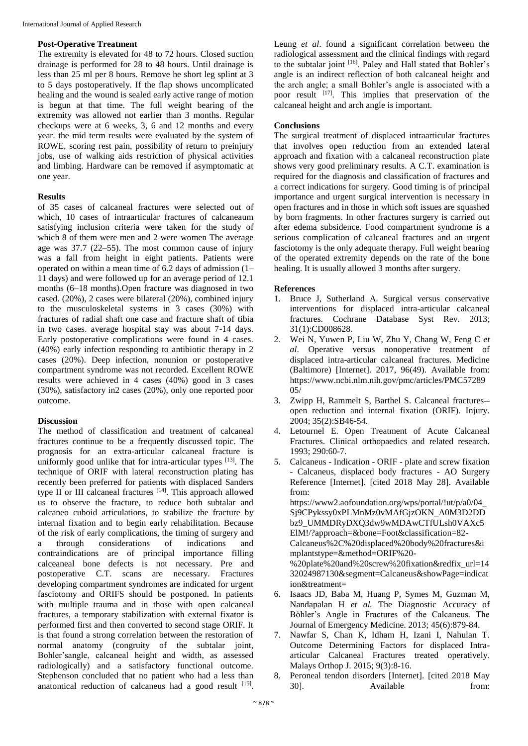### Post-Operative Treatment

The extremity is elevated for 48 to 72 hours. Closed suction drainage is performed for 28 to 48 hours. Until drainage is less than 25 ml per 8 hours. Remove he short leg splint at 3 to 5 days postoperatively. If the flap shows uncomplicated healing and the wound is sealed early active range of motion is begun at that time. The full weight bearing of the extremity was allowed not earlier than 3 months. Regular checkups were at 6 weeks, 3, 6 and 12 months and every year. the mid term results were evaluated by the system of ROWE, scoring rest pain, possibility of return to preinjury jobs, use of walking aids restriction of physical activities and limbing. Hardware can be removed if asymptomatic at one year.

### Results

of 35 cases of calcaneal fractures were selected out of which, 10 cases of intraarticular fractures of calcaneaum satisfying inclusion criteria were taken for the study of which 8 of them were men and 2 were women The average age was 37.7 (22–55). The most common cause of injury was a fall from height in eight patients. Patients were operated on within a mean time of 6.2 days of admission (1–11 days) and were followed up for an average period of 12.1 months (6–18 months).Open fracture was diagnosed in two cased. (20%), 2 cases were bilateral (20%), combined injury to the musculoskeletal systems in 3 cases (30%) with fractures of radial shaft one case and fracture shaft of tibia in two cases. average hospital stay was about 7-14 days. Early postoperative complications were found in 4 cases. (40%) early infection responding to antibiotic therapy in 2 cases (20%). Deep infection, nonunion or postoperative compartment syndrome was not recorded. Excellent ROWE results were achieved in 4 cases (40%) good in 3 cases (30%), satisfactory in2 cases (20%), only one reported poor outcome.

### Discussion

The method of classification and treatment of calcaneal fractures continue to be a frequently discussed topic. The prognosis for an extra-articular calcaneal fracture is uniformly good unlike that for intra-articular types [13]. The technique of ORIF with lateral reconstruction plating has recently been preferred for patients with displaced Sanders type II or III calcaneal fractures [14]. This approach allowed us to observe the fracture, to reduce both subtalar and calcaneo cuboid articulations, to stabilize the fracture by internal fixation and to begin early rehabilitation. Because of the risk of early complications, the timing of surgery and a through considerations of indications and contraindications are of principal importance filling calceaneal bone defects is not necessary. Pre and postoperative C.T. scans are necessary. Fractures developing compartment syndromes are indicated for urgent fasciotomy and ORIFS should be postponed. In patients with multiple trauma and in those with open calcaneal fractures, a temporary stabilization with external fixator is performed first and then converted to second stage ORIF. It is that found a strong correlation between the restoration of normal anatomy (congruity of the subtalar joint, Bohler'sangle, calcaneal height and width, as assessed radiologically) and a satisfactory functional outcome. Stephenson concluded that no patient who had a less than anatomical reduction of calcaneus had a good result [15]. Leung *et al*. found a significant correlation between the radiological assessment and the clinical findings with regard to the subtalar joint [16]. Paley and Hall stated that Bohler's angle is an indirect reflection of both calcaneal height and the arch angle; a small Bohler's angle is associated with a poor result [17]. This implies that preservation of the calcaneal height and arch angle is important.

### Conclusions

The surgical treatment of displaced intraarticular fractures that involves open reduction from an extended lateral approach and fixation with a calcaneal reconstruction plate shows very good preliminary results. A C.T. examination is required for the diagnosis and classification of fractures and a correct indications for surgery. Good timing is of principal importance and urgent surgical intervention is necessary in open fractures and in those in which soft issues are squashed by born fragments. In other fractures surgery is carried out after edema subsidence. Food compartment syndrome is a serious complication of calcaneal fractures and an urgent fasciotomy is the only adequate therapy. Full weight bearing of the operated extremity depends on the rate of the bone healing. It is usually allowed 3 months after surgery.

### References

1. Bruce J, Sutherland A. Surgical versus conservative interventions for displaced intra-articular calcaneal fractures. Cochrane Database Syst Rev. 2013; 31(1):CD008628.
2. Wei N, Yuwen P, Liu W, Zhu Y, Chang W, Feng C *et al*. Operative versus nonoperative treatment of displaced intra-articular calcaneal fractures. Medicine (Baltimore) [Internet]. 2017, 96(49). Available from: https://www.ncbi.nlm.nih.gov/pmc/articles/PMC5728905/
3. Zwipp H, Rammelt S, Barthel S. Calcaneal fractures--open reduction and internal fixation (ORIF). Injury. 2004; 35(2):SB46-54.
4. Letournel E. Open Treatment of Acute Calcaneal Fractures. Clinical orthopaedics and related research. 1993; 290:60-7.
5. Calcaneus - Indication - ORIF - plate and screw fixation - Calcaneus, displaced body fractures - AO Surgery Reference [Internet]. [cited 2018 May 28]. Available from: https://www2.aofoundation.org/wps/portal/!ut/p/a0/04_Sj9CPykssy0xPLMnMz0vMAfGjzOKN_A0M3D2DDbz9_UMMDRyDXQ3dw9wMDAwCTfULsh0VAXc5ElM!/?approach=&bone=Foot&classification=82-Calcaneus%2C%20displaced%20body%20fractures&implantstype=&method=ORIF%20-%20plate%20and%20screw%20fixation&redfix_url=1432024987130&segment=Calcaneus&showPage=indication&treatment=
6. Isaacs JD, Baba M, Huang P, Symes M, Guzman M, Nandapalan H *et al.* The Diagnostic Accuracy of Böhler's Angle in Fractures of the Calcaneus. The Journal of Emergency Medicine. 2013; 45(6):879-84.
7. Nawfar S, Chan K, Idham H, Izani I, Nahulan T. Outcome Determining Factors for displaced Intra-articular Calcaneal Fractures treated operatively. Malays Orthop J. 2015; 9(3):8-16.
8. Peroneal tendon disorders [Internet]. [cited 2018 May 30]. Available from: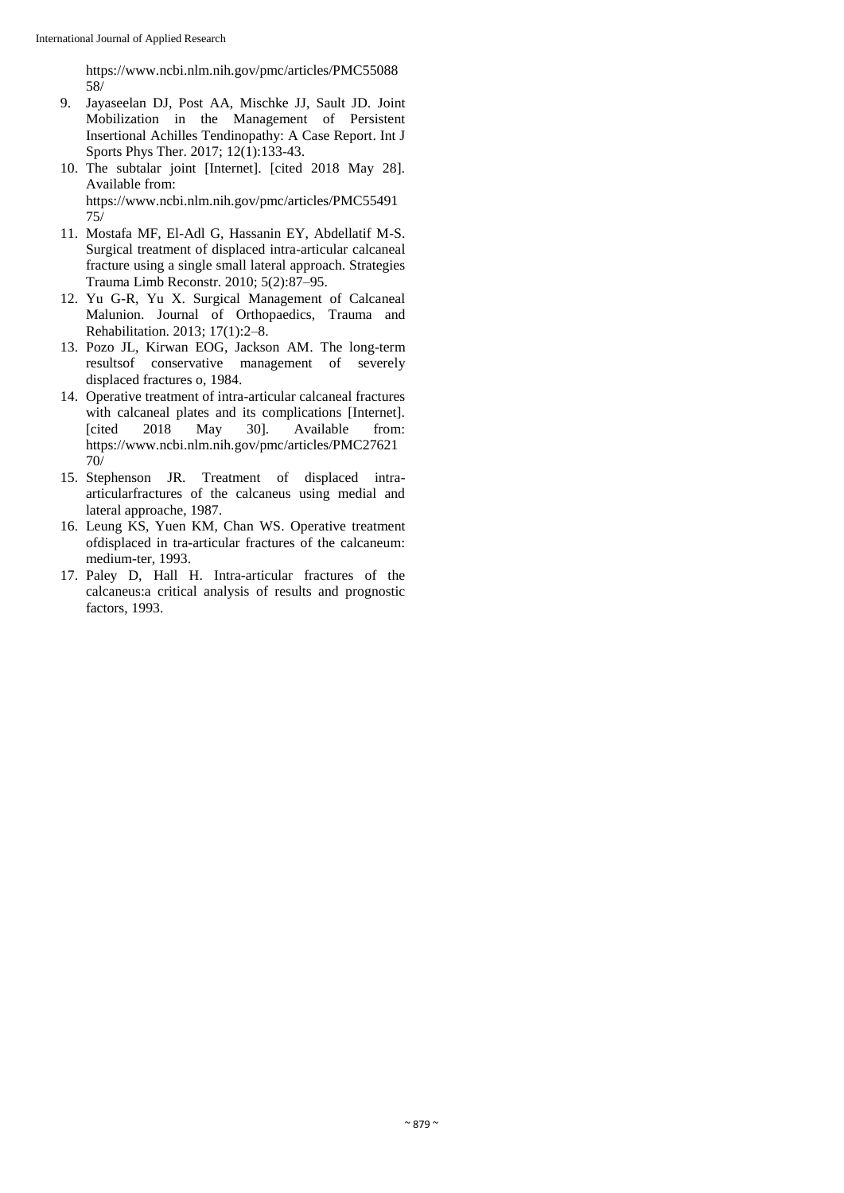https://www.ncbi.nlm.nih.gov/pmc/articles/PMC5508858/

9. Jayaseelan DJ, Post AA, Mischke JJ, Sault JD. Joint Mobilization in the Management of Persistent Insertional Achilles Tendinopathy: A Case Report. Int J Sports Phys Ther. 2017; 12(1):133-43.
10. The subtalar joint [Internet]. [cited 2018 May 28]. Available from: https://www.ncbi.nlm.nih.gov/pmc/articles/PMC5549175/
11. Mostafa MF, El-Adl G, Hassanin EY, Abdellatif M-S. Surgical treatment of displaced intra-articular calcaneal fracture using a single small lateral approach. Strategies Trauma Limb Reconstr. 2010; 5(2):87–95.
12. Yu G-R, Yu X. Surgical Management of Calcaneal Malunion. Journal of Orthopaedics, Trauma and Rehabilitation. 2013; 17(1):2–8.
13. Pozo JL, Kirwan EOG, Jackson AM. The long-term resultsof conservative management of severely displaced fractures o, 1984.
14. Operative treatment of intra-articular calcaneal fractures with calcaneal plates and its complications [Internet]. [cited 2018 May 30]. Available from: https://www.ncbi.nlm.nih.gov/pmc/articles/PMC2762170/
15. Stephenson JR. Treatment of displaced intra-articularfractures of the calcaneus using medial and lateral approache, 1987.
16. Leung KS, Yuen KM, Chan WS. Operative treatment ofdisplaced in tra-articular fractures of the calcaneum: medium-ter, 1993.
17. Paley D, Hall H. Intra-articular fractures of the calcaneus:a critical analysis of results and prognostic factors, 1993.